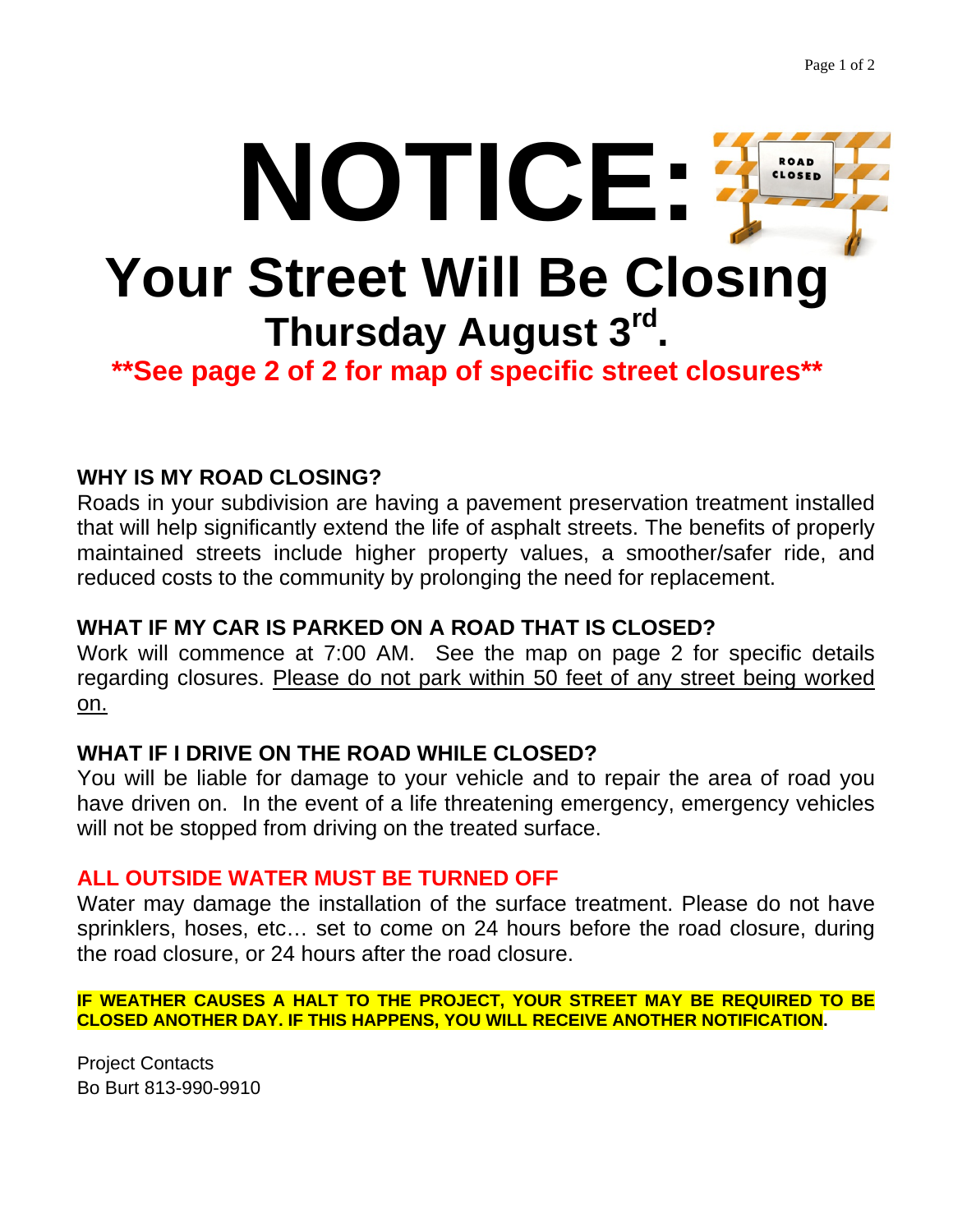# NOTICE:

# Your Street Will Be Closing

## Thursday August 3rd.

**\*\*See page 2 of 2 for map of specific street closures\*\***

**WHY IS MY ROAD CLOSING?**

Roads in your subdivision are having a pavement preservation treatment installed that will help significantly extend the life of asphalt streets. The benefits of properly maintained streets include higher property values, a smoother/safer ride, and reduced costs to the community by prolonging the need for replacement.

**WHAT IF MY CAR IS PARKED ON A ROAD THAT IS CLOSED?**

Work will commence at 7:00 AM. See the map on page 2 for specific details regarding closures. <u>Please do not park within 50 feet of any street being worked on.</u>

**WHAT IF I DRIVE ON THE ROAD WHILE CLOSED?**

You will be liable for damage to your vehicle and to repair the area of road you have driven on. In the event of a life threatening emergency, emergency vehicles will not be stopped from driving on the treated surface.

**ALL OUTSIDE WATER MUST BE TURNED OFF**

Water may damage the installation of the surface treatment. Please do not have sprinklers, hoses, etc… set to come on 24 hours before the road closure, during the road closure, or 24 hours after the road closure.

**IF WEATHER CAUSES A HALT TO THE PROJECT, YOUR STREET MAY BE REQUIRED TO BE CLOSED ANOTHER DAY. IF THIS HAPPENS, YOU WILL RECEIVE ANOTHER NOTIFICATION.**

Project Contacts
Bo Burt 813-990-9910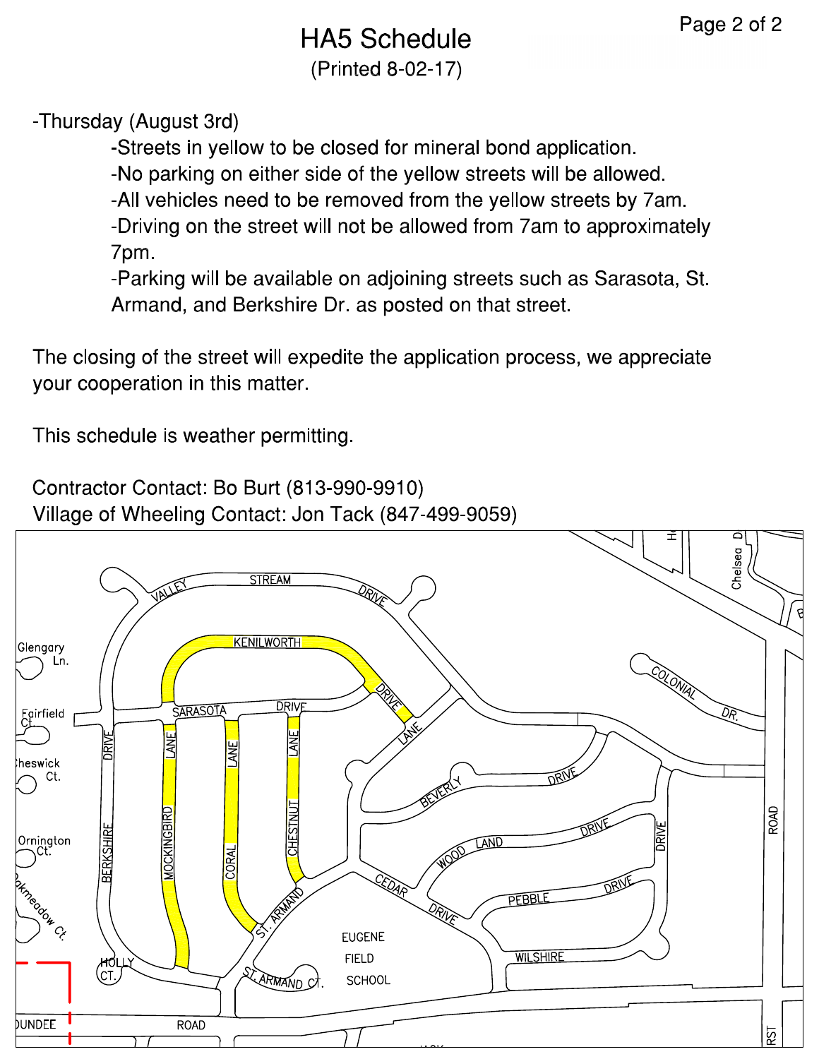# HA5 Schedule

(Printed 8-02-17)

-Thursday (August 3rd)

- -Streets in yellow to be closed for mineral bond application.
- -No parking on either side of the yellow streets will be allowed.
- -All vehicles need to be removed from the yellow streets by 7am.
- -Driving on the street will not be allowed from 7am to approximately 7pm.
- -Parking will be available on adjoining streets such as Sarasota, St. Armand, and Berkshire Dr. as posted on that street.

The closing of the street will expedite the application process, we appreciate your cooperation in this matter.

This schedule is weather permitting.

Contractor Contact: Bo Burt (813-990-9910)
Village of Wheeling Contact: Jon Tack (847-499-9059)

VALLEY STREAM DRIVE
KENILWORTH DRIVE
SARASOTA DRIVE
LANE
Glengary Ln.
Fairfield Ct.
Cheswick Ct.
Orrington Ct.
Oakmeadow Ct.
BERKSHIRE DRIVE
MOCKINGBIRD LANE
CORAL LANE
CHESTNUT LANE
ST. ARMAND
ST. ARMAND CT.
HOLLY CT.
BEVERLY DRIVE
WOOD LAND DRIVE
PEBBLE DRIVE
WILSHIRE
CEDAR DRIVE
DRIVE
COLONIAL DR.
Chelsea D
EUGENE FIELD SCHOOL
DUNDEE ROAD
ROAD